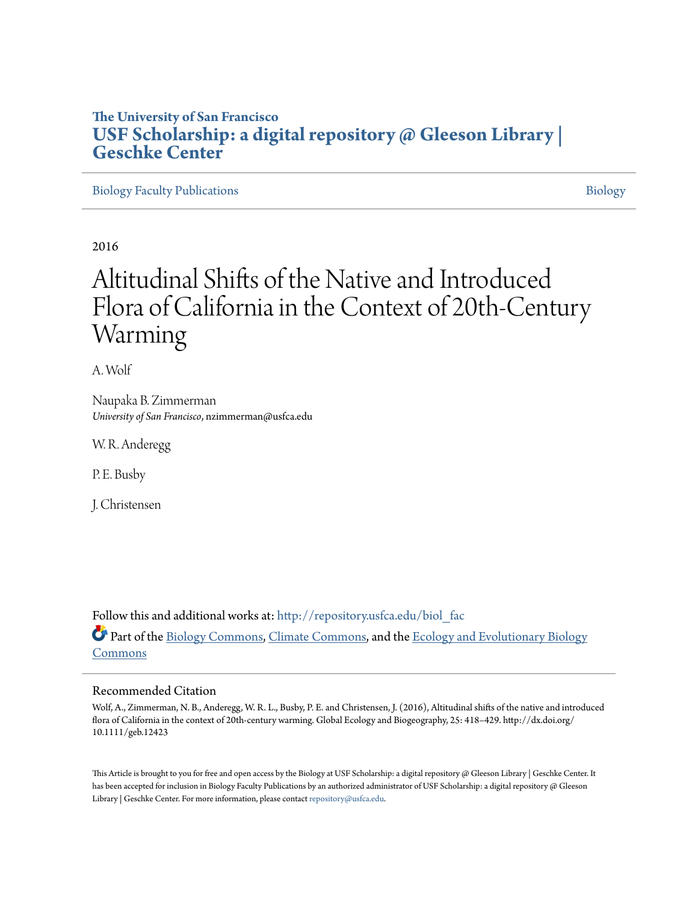The University of San Francisco
**USF Scholarship: a digital repository @ Gleeson Library | Geschke Center**

Biology Faculty Publications | Biology

2016

# Altitudinal Shifts of the Native and Introduced Flora of California in the Context of 20th-Century Warming

A. Wolf

Naupaka B. Zimmerman
*University of San Francisco*, nzimmerman@usfca.edu

W. R. Anderegg

P. E. Busby

J. Christensen

Follow this and additional works at: http://repository.usfca.edu/biol_fac

Part of the Biology Commons, Climate Commons, and the Ecology and Evolutionary Biology Commons

## Recommended Citation

Wolf, A., Zimmerman, N. B., Anderegg, W. R. L., Busby, P. E. and Christensen, J. (2016), Altitudinal shifts of the native and introduced flora of California in the context of 20th-century warming. Global Ecology and Biogeography, 25: 418–429. http://dx.doi.org/10.1111/geb.12423

This Article is brought to you for free and open access by the Biology at USF Scholarship: a digital repository @ Gleeson Library | Geschke Center. It has been accepted for inclusion in Biology Faculty Publications by an authorized administrator of USF Scholarship: a digital repository @ Gleeson Library | Geschke Center. For more information, please contact repository@usfca.edu.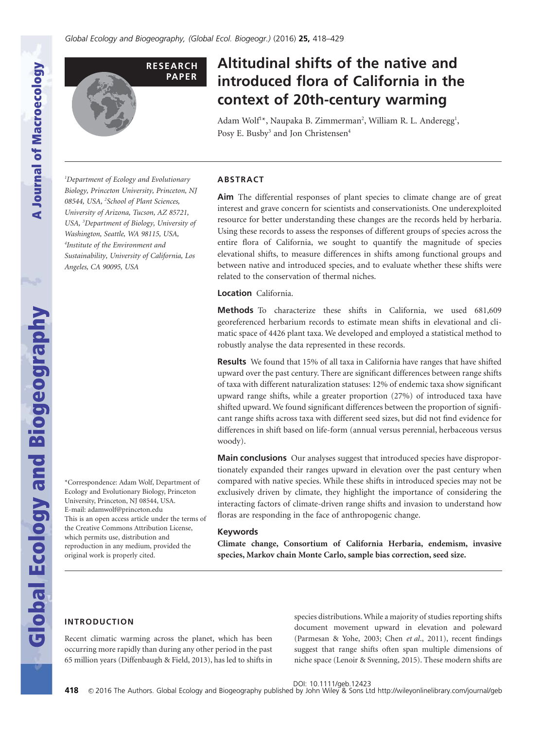# Altitudinal shifts of the native and introduced flora of California in the context of 20th-century warming

Adam Wolf[1]*, Naupaka B. Zimmerman[2], William R. L. Anderegg[1], Posy E. Busby[3] and Jon Christensen[4]

[1]Department of Ecology and Evolutionary Biology, Princeton University, Princeton, NJ 08544, USA, [2]School of Plant Sciences, University of Arizona, Tucson, AZ 85721, USA, [3]Department of Biology, University of Washington, Seattle, WA 98115, USA, [4]Institute of the Environment and Sustainability, University of California, Los Angeles, CA 90095, USA

*Correspondence: Adam Wolf, Department of Ecology and Evolutionary Biology, Princeton University, Princeton, NJ 08544, USA.
E-mail: adamwolf@princeton.edu
This is an open access article under the terms of the Creative Commons Attribution License, which permits use, distribution and reproduction in any medium, provided the original work is properly cited.

## ABSTRACT

**Aim** The differential responses of plant species to climate change are of great interest and grave concern for scientists and conservationists. One underexploited resource for better understanding these changes are the records held by herbaria. Using these records to assess the responses of different groups of species across the entire flora of California, we sought to quantify the magnitude of species elevational shifts, to measure differences in shifts among functional groups and between native and introduced species, and to evaluate whether these shifts were related to the conservation of thermal niches.

**Location** California.

**Methods** To characterize these shifts in California, we used 681,609 georeferenced herbarium records to estimate mean shifts in elevational and climatic space of 4426 plant taxa. We developed and employed a statistical method to robustly analyse the data represented in these records.

**Results** We found that 15% of all taxa in California have ranges that have shifted upward over the past century. There are significant differences between range shifts of taxa with different naturalization statuses: 12% of endemic taxa show significant upward range shifts, while a greater proportion (27%) of introduced taxa have shifted upward. We found significant differences between the proportion of significant range shifts across taxa with different seed sizes, but did not find evidence for differences in shift based on life-form (annual versus perennial, herbaceous versus woody).

**Main conclusions** Our analyses suggest that introduced species have disproportionately expanded their ranges upward in elevation over the past century when compared with native species. While these shifts in introduced species may not be exclusively driven by climate, they highlight the importance of considering the interacting factors of climate-driven range shifts and invasion to understand how floras are responding in the face of anthropogenic change.

### Keywords

**Climate change, Consortium of California Herbaria, endemism, invasive species, Markov chain Monte Carlo, sample bias correction, seed size.**

## INTRODUCTION

Recent climatic warming across the planet, which has been occurring more rapidly than during any other period in the past 65 million years (Diffenbaugh & Field, 2013), has led to shifts in species distributions. While a majority of studies reporting shifts document movement upward in elevation and poleward (Parmesan & Yohe, 2003; Chen *et al*., 2011), recent findings suggest that range shifts often span multiple dimensions of niche space (Lenoir & Svenning, 2015). These modern shifts are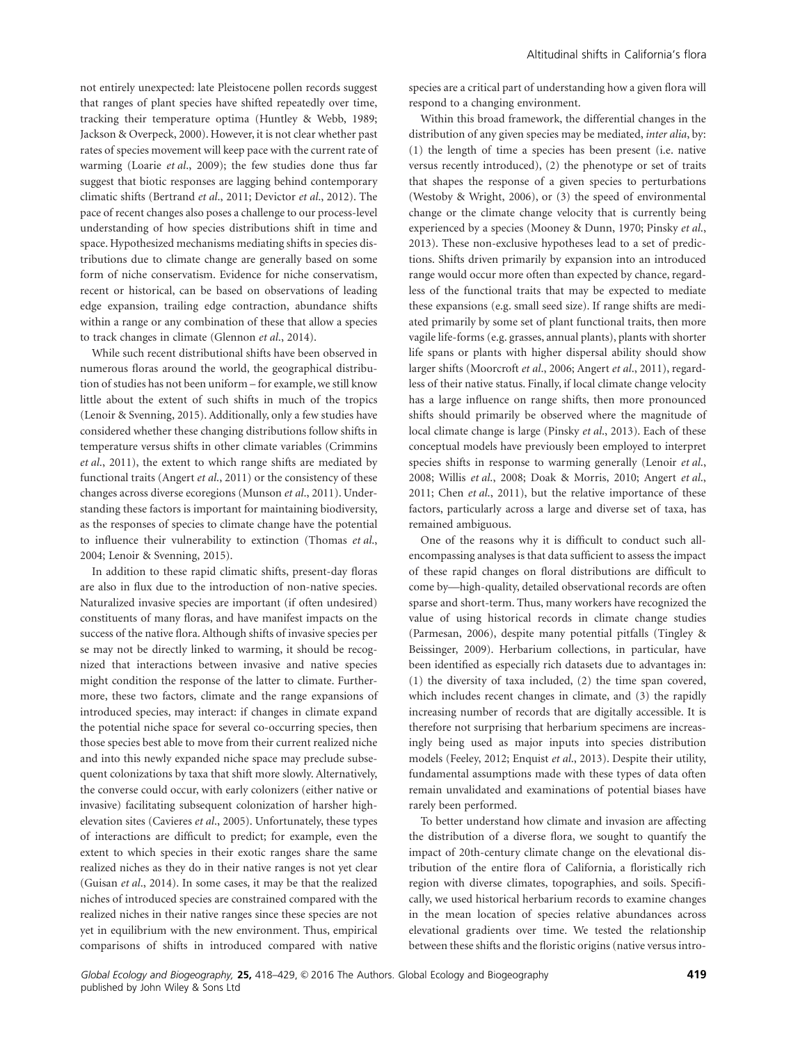not entirely unexpected: late Pleistocene pollen records suggest that ranges of plant species have shifted repeatedly over time, tracking their temperature optima (Huntley & Webb, 1989; Jackson & Overpeck, 2000). However, it is not clear whether past rates of species movement will keep pace with the current rate of warming (Loarie *et al*., 2009); the few studies done thus far suggest that biotic responses are lagging behind contemporary climatic shifts (Bertrand *et al*., 2011; Devictor *et al*., 2012). The pace of recent changes also poses a challenge to our process-level understanding of how species distributions shift in time and space. Hypothesized mechanisms mediating shifts in species distributions due to climate change are generally based on some form of niche conservatism. Evidence for niche conservatism, recent or historical, can be based on observations of leading edge expansion, trailing edge contraction, abundance shifts within a range or any combination of these that allow a species to track changes in climate (Glennon *et al*., 2014).

While such recent distributional shifts have been observed in numerous floras around the world, the geographical distribution of studies has not been uniform – for example, we still know little about the extent of such shifts in much of the tropics (Lenoir & Svenning, 2015). Additionally, only a few studies have considered whether these changing distributions follow shifts in temperature versus shifts in other climate variables (Crimmins *et al*., 2011), the extent to which range shifts are mediated by functional traits (Angert *et al*., 2011) or the consistency of these changes across diverse ecoregions (Munson *et al*., 2011). Understanding these factors is important for maintaining biodiversity, as the responses of species to climate change have the potential to influence their vulnerability to extinction (Thomas *et al*., 2004; Lenoir & Svenning, 2015).

In addition to these rapid climatic shifts, present-day floras are also in flux due to the introduction of non-native species. Naturalized invasive species are important (if often undesired) constituents of many floras, and have manifest impacts on the success of the native flora. Although shifts of invasive species per se may not be directly linked to warming, it should be recognized that interactions between invasive and native species might condition the response of the latter to climate. Furthermore, these two factors, climate and the range expansions of introduced species, may interact: if changes in climate expand the potential niche space for several co-occurring species, then those species best able to move from their current realized niche and into this newly expanded niche space may preclude subsequent colonizations by taxa that shift more slowly. Alternatively, the converse could occur, with early colonizers (either native or invasive) facilitating subsequent colonization of harsher high-elevation sites (Cavieres *et al*., 2005). Unfortunately, these types of interactions are difficult to predict; for example, even the extent to which species in their exotic ranges share the same realized niches as they do in their native ranges is not yet clear (Guisan *et al*., 2014). In some cases, it may be that the realized niches of introduced species are constrained compared with the realized niches in their native ranges since these species are not yet in equilibrium with the new environment. Thus, empirical comparisons of shifts in introduced compared with native species are a critical part of understanding how a given flora will respond to a changing environment.

Within this broad framework, the differential changes in the distribution of any given species may be mediated, *inter alia*, by: (1) the length of time a species has been present (i.e. native versus recently introduced), (2) the phenotype or set of traits that shapes the response of a given species to perturbations (Westoby & Wright, 2006), or (3) the speed of environmental change or the climate change velocity that is currently being experienced by a species (Mooney & Dunn, 1970; Pinsky *et al*., 2013). These non-exclusive hypotheses lead to a set of predictions. Shifts driven primarily by expansion into an introduced range would occur more often than expected by chance, regardless of the functional traits that may be expected to mediate these expansions (e.g. small seed size). If range shifts are mediated primarily by some set of plant functional traits, then more vagile life-forms (e.g. grasses, annual plants), plants with shorter life spans or plants with higher dispersal ability should show larger shifts (Moorcroft *et al*., 2006; Angert *et al*., 2011), regardless of their native status. Finally, if local climate change velocity has a large influence on range shifts, then more pronounced shifts should primarily be observed where the magnitude of local climate change is large (Pinsky *et al*., 2013). Each of these conceptual models have previously been employed to interpret species shifts in response to warming generally (Lenoir *et al*., 2008; Willis *et al*., 2008; Doak & Morris, 2010; Angert *et al*., 2011; Chen *et al*., 2011), but the relative importance of these factors, particularly across a large and diverse set of taxa, has remained ambiguous.

One of the reasons why it is difficult to conduct such all-encompassing analyses is that data sufficient to assess the impact of these rapid changes on floral distributions are difficult to come by—high-quality, detailed observational records are often sparse and short-term. Thus, many workers have recognized the value of using historical records in climate change studies (Parmesan, 2006), despite many potential pitfalls (Tingley & Beissinger, 2009). Herbarium collections, in particular, have been identified as especially rich datasets due to advantages in: (1) the diversity of taxa included, (2) the time span covered, which includes recent changes in climate, and (3) the rapidly increasing number of records that are digitally accessible. It is therefore not surprising that herbarium specimens are increasingly being used as major inputs into species distribution models (Feeley, 2012; Enquist *et al*., 2013). Despite their utility, fundamental assumptions made with these types of data often remain unvalidated and examinations of potential biases have rarely been performed.

To better understand how climate and invasion are affecting the distribution of a diverse flora, we sought to quantify the impact of 20th-century climate change on the elevational distribution of the entire flora of California, a floristically rich region with diverse climates, topographies, and soils. Specifically, we used historical herbarium records to examine changes in the mean location of species relative abundances across elevational gradients over time. We tested the relationship between these shifts and the floristic origins (native versus intro-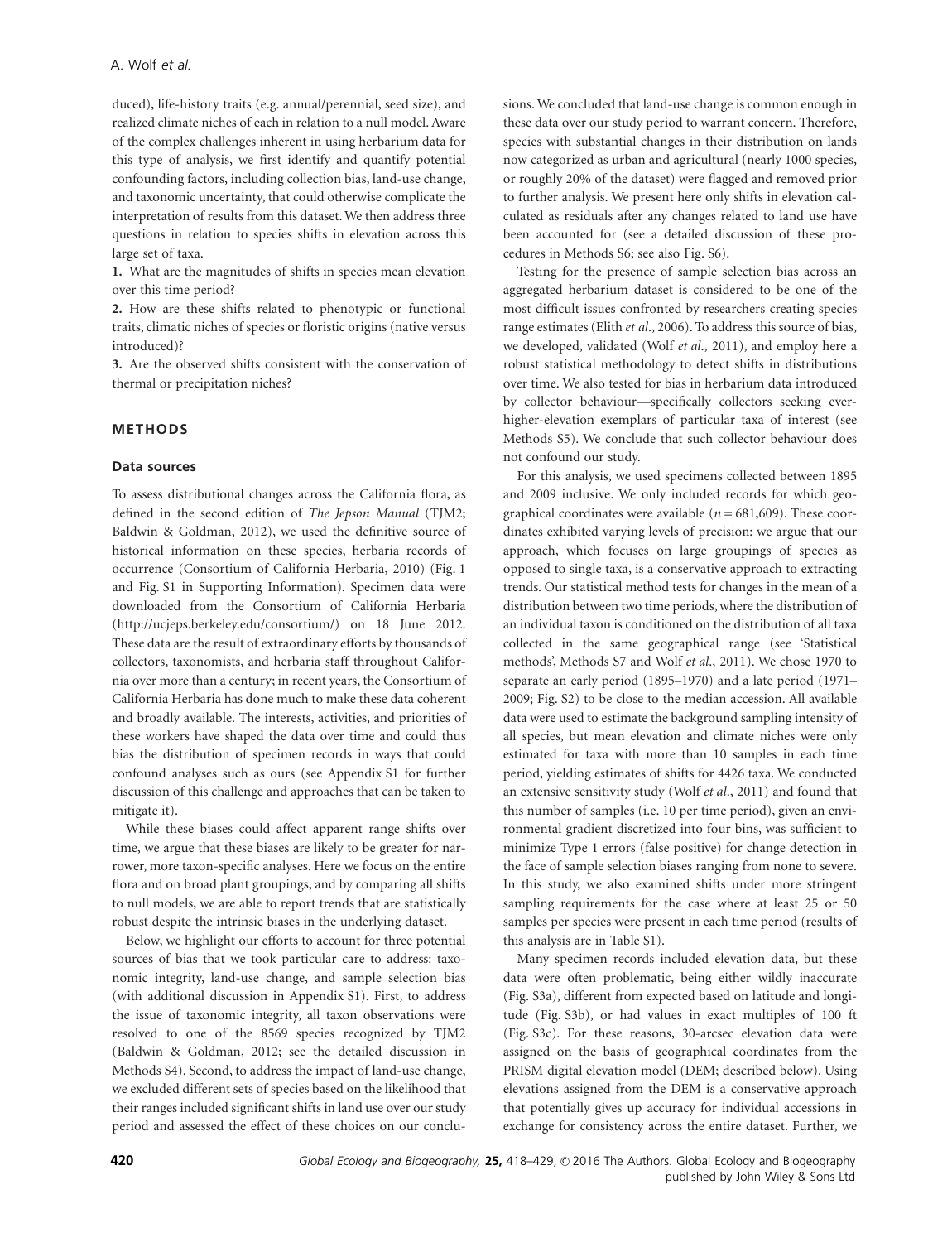duced), life-history traits (e.g. annual/perennial, seed size), and realized climate niches of each in relation to a null model. Aware of the complex challenges inherent in using herbarium data for this type of analysis, we first identify and quantify potential confounding factors, including collection bias, land-use change, and taxonomic uncertainty, that could otherwise complicate the interpretation of results from this dataset. We then address three questions in relation to species shifts in elevation across this large set of taxa.

**1.** What are the magnitudes of shifts in species mean elevation over this time period?

**2.** How are these shifts related to phenotypic or functional traits, climatic niches of species or floristic origins (native versus introduced)?

**3.** Are the observed shifts consistent with the conservation of thermal or precipitation niches?

## METHODS

### Data sources

To assess distributional changes across the California flora, as defined in the second edition of *The Jepson Manual* (TJM2; Baldwin & Goldman, 2012), we used the definitive source of historical information on these species, herbaria records of occurrence (Consortium of California Herbaria, 2010) (Fig. 1 and Fig. S1 in Supporting Information). Specimen data were downloaded from the Consortium of California Herbaria (http://ucjeps.berkeley.edu/consortium/) on 18 June 2012. These data are the result of extraordinary efforts by thousands of collectors, taxonomists, and herbaria staff throughout California over more than a century; in recent years, the Consortium of California Herbaria has done much to make these data coherent and broadly available. The interests, activities, and priorities of these workers have shaped the data over time and could thus bias the distribution of specimen records in ways that could confound analyses such as ours (see Appendix S1 for further discussion of this challenge and approaches that can be taken to mitigate it).

While these biases could affect apparent range shifts over time, we argue that these biases are likely to be greater for narrower, more taxon-specific analyses. Here we focus on the entire flora and on broad plant groupings, and by comparing all shifts to null models, we are able to report trends that are statistically robust despite the intrinsic biases in the underlying dataset.

Below, we highlight our efforts to account for three potential sources of bias that we took particular care to address: taxonomic integrity, land-use change, and sample selection bias (with additional discussion in Appendix S1). First, to address the issue of taxonomic integrity, all taxon observations were resolved to one of the 8569 species recognized by TJM2 (Baldwin & Goldman, 2012; see the detailed discussion in Methods S4). Second, to address the impact of land-use change, we excluded different sets of species based on the likelihood that their ranges included significant shifts in land use over our study period and assessed the effect of these choices on our conclusions. We concluded that land-use change is common enough in these data over our study period to warrant concern. Therefore, species with substantial changes in their distribution on lands now categorized as urban and agricultural (nearly 1000 species, or roughly 20% of the dataset) were flagged and removed prior to further analysis. We present here only shifts in elevation calculated as residuals after any changes related to land use have been accounted for (see a detailed discussion of these procedures in Methods S6; see also Fig. S6).

Testing for the presence of sample selection bias across an aggregated herbarium dataset is considered to be one of the most difficult issues confronted by researchers creating species range estimates (Elith *et al*., 2006). To address this source of bias, we developed, validated (Wolf *et al*., 2011), and employ here a robust statistical methodology to detect shifts in distributions over time. We also tested for bias in herbarium data introduced by collector behaviour—specifically collectors seeking ever-higher-elevation exemplars of particular taxa of interest (see Methods S5). We conclude that such collector behaviour does not confound our study.

For this analysis, we used specimens collected between 1895 and 2009 inclusive. We only included records for which geographical coordinates were available ($n = 681{,}609$). These coordinates exhibited varying levels of precision: we argue that our approach, which focuses on large groupings of species as opposed to single taxa, is a conservative approach to extracting trends. Our statistical method tests for changes in the mean of a distribution between two time periods, where the distribution of an individual taxon is conditioned on the distribution of all taxa collected in the same geographical range (see 'Statistical methods', Methods S7 and Wolf *et al*., 2011). We chose 1970 to separate an early period (1895–1970) and a late period (1971–2009; Fig. S2) to be close to the median accession. All available data were used to estimate the background sampling intensity of all species, but mean elevation and climate niches were only estimated for taxa with more than 10 samples in each time period, yielding estimates of shifts for 4426 taxa. We conducted an extensive sensitivity study (Wolf *et al*., 2011) and found that this number of samples (i.e. 10 per time period), given an environmental gradient discretized into four bins, was sufficient to minimize Type 1 errors (false positive) for change detection in the face of sample selection biases ranging from none to severe. In this study, we also examined shifts under more stringent sampling requirements for the case where at least 25 or 50 samples per species were present in each time period (results of this analysis are in Table S1).

Many specimen records included elevation data, but these data were often problematic, being either wildly inaccurate (Fig. S3a), different from expected based on latitude and longitude (Fig. S3b), or had values in exact multiples of 100 ft (Fig. S3c). For these reasons, 30-arcsec elevation data were assigned on the basis of geographical coordinates from the PRISM digital elevation model (DEM; described below). Using elevations assigned from the DEM is a conservative approach that potentially gives up accuracy for individual accessions in exchange for consistency across the entire dataset. Further, we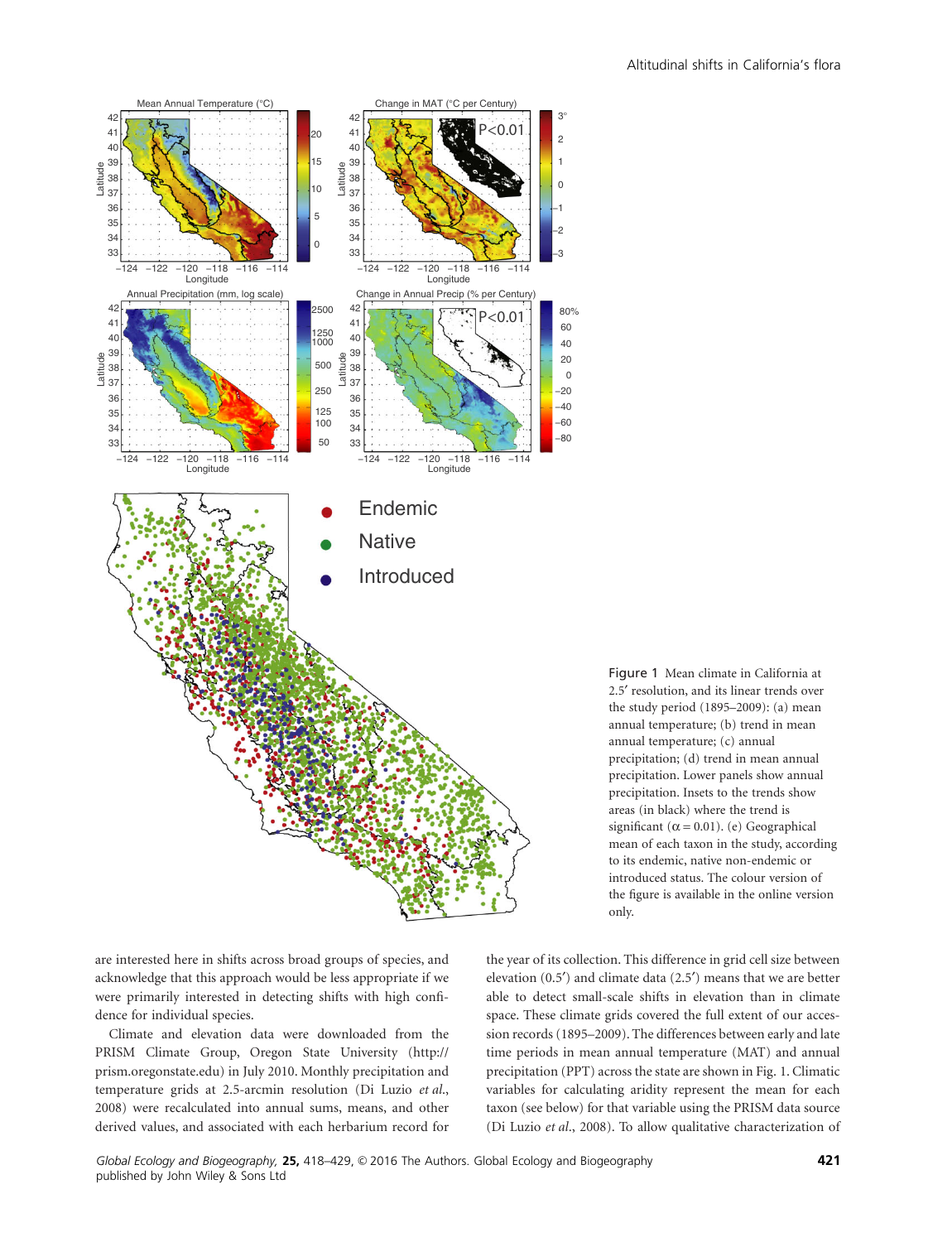Figure 1 Mean climate in California at 2.5′ resolution, and its linear trends over the study period (1895–2009): (a) mean annual temperature; (b) trend in mean annual temperature; (c) annual precipitation; (d) trend in mean annual precipitation. Lower panels show annual precipitation. Insets to the trends show areas (in black) where the trend is significant ($\alpha = 0.01$). (e) Geographical mean of each taxon in the study, according to its endemic, native non-endemic or introduced status. The colour version of the figure is available in the online version only.

are interested here in shifts across broad groups of species, and acknowledge that this approach would be less appropriate if we were primarily interested in detecting shifts with high confidence for individual species.

Climate and elevation data were downloaded from the PRISM Climate Group, Oregon State University (http://prism.oregonstate.edu) in July 2010. Monthly precipitation and temperature grids at 2.5-arcmin resolution (Di Luzio *et al.*, 2008) were recalculated into annual sums, means, and other derived values, and associated with each herbarium record for the year of its collection. This difference in grid cell size between elevation (0.5′) and climate data (2.5′) means that we are better able to detect small-scale shifts in elevation than in climate space. These climate grids covered the full extent of our accession records (1895–2009). The differences between early and late time periods in mean annual temperature (MAT) and annual precipitation (PPT) across the state are shown in Fig. 1. Climatic variables for calculating aridity represent the mean for each taxon (see below) for that variable using the PRISM data source (Di Luzio *et al.*, 2008). To allow qualitative characterization of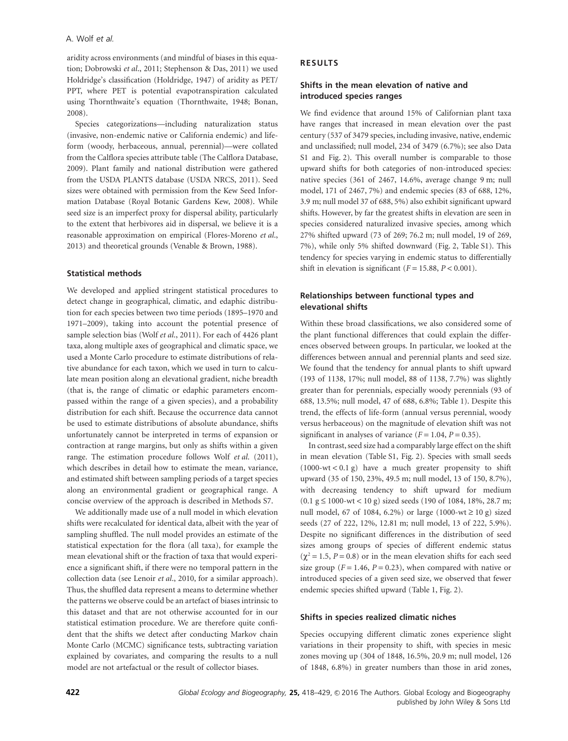aridity across environments (and mindful of biases in this equation; Dobrowski *et al*., 2011; Stephenson & Das, 2011) we used Holdridge's classification (Holdridge, 1947) of aridity as PET/PPT, where PET is potential evapotranspiration calculated using Thornthwaite's equation (Thornthwaite, 1948; Bonan, 2008).

Species categorizations—including naturalization status (invasive, non-endemic native or California endemic) and life-form (woody, herbaceous, annual, perennial)—were collated from the Calflora species attribute table (The Calflora Database, 2009). Plant family and national distribution were gathered from the USDA PLANTS database (USDA NRCS, 2011). Seed sizes were obtained with permission from the Kew Seed Information Database (Royal Botanic Gardens Kew, 2008). While seed size is an imperfect proxy for dispersal ability, particularly to the extent that herbivores aid in dispersal, we believe it is a reasonable approximation on empirical (Flores-Moreno *et al*., 2013) and theoretical grounds (Venable & Brown, 1988).

### Statistical methods

We developed and applied stringent statistical procedures to detect change in geographical, climatic, and edaphic distribution for each species between two time periods (1895–1970 and 1971–2009), taking into account the potential presence of sample selection bias (Wolf *et al*., 2011). For each of 4426 plant taxa, along multiple axes of geographical and climatic space, we used a Monte Carlo procedure to estimate distributions of relative abundance for each taxon, which we used in turn to calculate mean position along an elevational gradient, niche breadth (that is, the range of climatic or edaphic parameters encompassed within the range of a given species), and a probability distribution for each shift. Because the occurrence data cannot be used to estimate distributions of absolute abundance, shifts unfortunately cannot be interpreted in terms of expansion or contraction at range margins, but only as shifts within a given range. The estimation procedure follows Wolf *et al*. (2011), which describes in detail how to estimate the mean, variance, and estimated shift between sampling periods of a target species along an environmental gradient or geographical range. A concise overview of the approach is described in Methods S7.

We additionally made use of a null model in which elevation shifts were recalculated for identical data, albeit with the year of sampling shuffled. The null model provides an estimate of the statistical expectation for the flora (all taxa), for example the mean elevational shift or the fraction of taxa that would experience a significant shift, if there were no temporal pattern in the collection data (see Lenoir *et al*., 2010, for a similar approach). Thus, the shuffled data represent a means to determine whether the patterns we observe could be an artefact of biases intrinsic to this dataset and that are not otherwise accounted for in our statistical estimation procedure. We are therefore quite confident that the shifts we detect after conducting Markov chain Monte Carlo (MCMC) significance tests, subtracting variation explained by covariates, and comparing the results to a null model are not artefactual or the result of collector biases.

## RESULTS

### Shifts in the mean elevation of native and introduced species ranges

We find evidence that around 15% of Californian plant taxa have ranges that increased in mean elevation over the past century (537 of 3479 species, including invasive, native, endemic and unclassified; null model, 234 of 3479 (6.7%); see also Data S1 and Fig. 2). This overall number is comparable to those upward shifts for both categories of non-introduced species: native species (361 of 2467, 14.6%, average change 9 m; null model, 171 of 2467, 7%) and endemic species (83 of 688, 12%, 3.9 m; null model 37 of 688, 5%) also exhibit significant upward shifts. However, by far the greatest shifts in elevation are seen in species considered naturalized invasive species, among which 27% shifted upward (73 of 269; 76.2 m; null model, 19 of 269, 7%), while only 5% shifted downward (Fig. 2, Table S1). This tendency for species varying in endemic status to differentially shift in elevation is significant ($F = 15.88$, $P < 0.001$).

### Relationships between functional types and elevational shifts

Within these broad classifications, we also considered some of the plant functional differences that could explain the differences observed between groups. In particular, we looked at the differences between annual and perennial plants and seed size. We found that the tendency for annual plants to shift upward (193 of 1138, 17%; null model, 88 of 1138, 7.7%) was slightly greater than for perennials, especially woody perennials (93 of 688, 13.5%; null model, 47 of 688, 6.8%; Table 1). Despite this trend, the effects of life-form (annual versus perennial, woody versus herbaceous) on the magnitude of elevation shift was not significant in analyses of variance ($F = 1.04$, $P = 0.35$).

In contrast, seed size had a comparably large effect on the shift in mean elevation (Table S1, Fig. 2). Species with small seeds (1000-wt < 0.1 g) have a much greater propensity to shift upward (35 of 150, 23%, 49.5 m; null model, 13 of 150, 8.7%), with decreasing tendency to shift upward for medium (0.1 g ≤ 1000-wt < 10 g) sized seeds (190 of 1084, 18%, 28.7 m; null model, 67 of 1084, 6.2%) or large (1000-wt ≥ 10 g) sized seeds (27 of 222, 12%, 12.81 m; null model, 13 of 222, 5.9%). Despite no significant differences in the distribution of seed sizes among groups of species of different endemic status ($\chi^2 = 1.5$, $P = 0.8$) or in the mean elevation shifts for each seed size group ($F = 1.46$, $P = 0.23$), when compared with native or introduced species of a given seed size, we observed that fewer endemic species shifted upward (Table 1, Fig. 2).

### Shifts in species realized climatic niches

Species occupying different climatic zones experience slight variations in their propensity to shift, with species in mesic zones moving up (304 of 1848, 16.5%, 20.9 m; null model, 126 of 1848, 6.8%) in greater numbers than those in arid zones,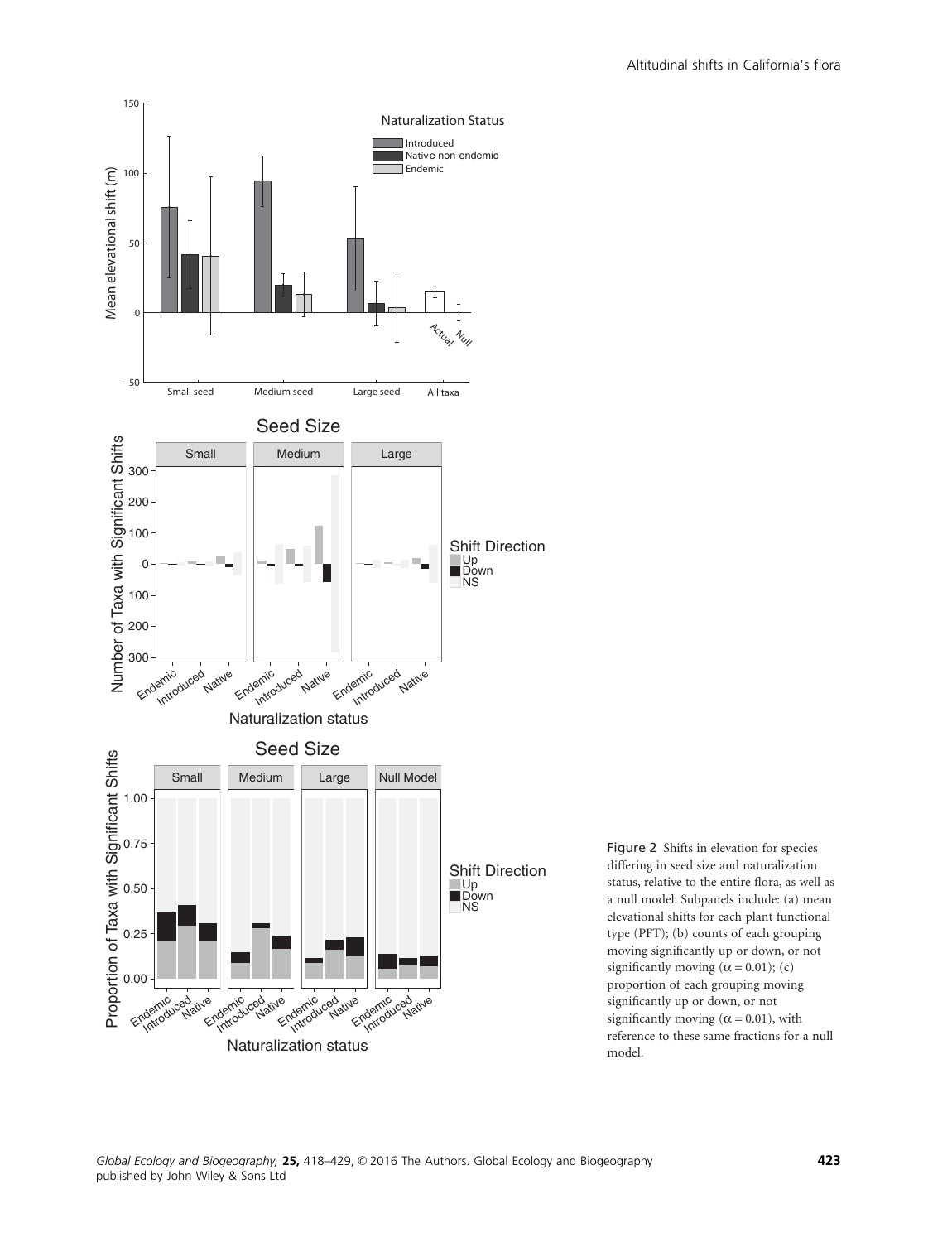Figure 2 Shifts in elevation for species differing in seed size and naturalization status, relative to the entire flora, as well as a null model. Subpanels include: (a) mean elevational shifts for each plant functional type (PFT); (b) counts of each grouping moving significantly up or down, or not significantly moving ($\alpha = 0.01$); (c) proportion of each grouping moving significantly up or down, or not significantly moving ($\alpha = 0.01$), with reference to these same fractions for a null model.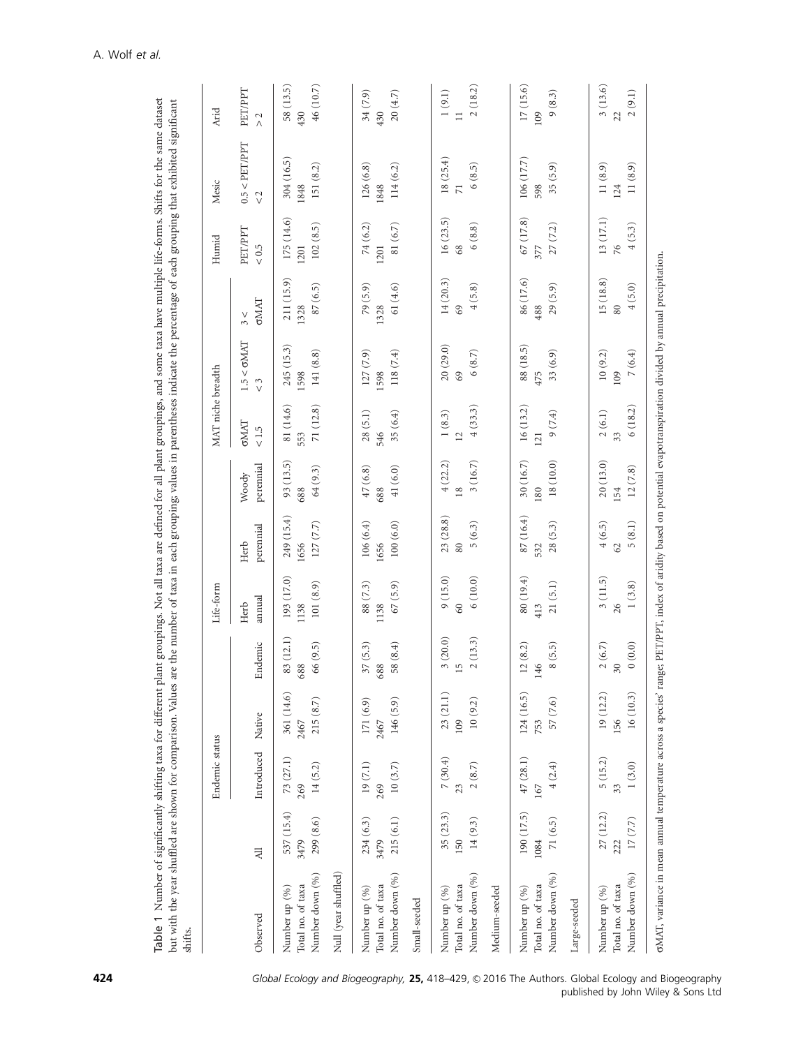**Table 1** Number of significantly shifting taxa for different plant groupings. Not all taxa are defined for all plant groupings, and some taxa have multiple life-forms. Shifts for the same dataset but with the year shuffled are shown for comparison. Values are the number of taxa in each grouping; values in parentheses indicate the percentage of each grouping that exhibited significant shifts.

| Observed | All | Endemic status | | | Life-form | | | MAT niche breadth | | | Humid | Mesic | Arid |
|---|---|---|---|---|---|---|---|---|---|---|---|---|---|
| | | Introduced | Native | Endemic | Herb annual | Herb perennial | Woody perennial | σMAT < 1.5 | 1.5 < σMAT < 3 | 3 < σMAT | PET/PPT < 0.5 | 0.5 < PET/PPT < 2 | PET/PPT > 2 |
| Number up (%) | 537 (15.4) | 73 (27.1) | 361 (14.6) | 83 (12.1) | 193 (17.0) | 249 (15.4) | 93 (13.5) | 81 (14.6) | 245 (15.3) | 211 (15.9) | 175 (14.6) | 304 (16.5) | 58 (13.5) |
| Total no. of taxa | 3479 | 269 | 2467 | 688 | 1138 | 1656 | 688 | 553 | 1598 | 1328 | 1201 | 1848 | 430 |
| Number down (%) | 299 (8.6) | 14 (5.2) | 215 (8.7) | 66 (9.5) | 101 (8.9) | 127 (7.7) | 64 (9.3) | 71 (12.8) | 141 (8.8) | 87 (6.5) | 102 (8.5) | 151 (8.2) | 46 (10.7) |
| **Null (year shuffled)** | | | | | | | | | | | | | |
| Number up (%) | 234 (6.3) | 19 (7.1) | 171 (6.9) | 37 (5.3) | 88 (7.3) | 106 (6.4) | 47 (6.8) | 28 (5.1) | 127 (7.9) | 79 (5.9) | 74 (6.2) | 126 (6.8) | 34 (7.9) |
| Total no. of taxa | 3479 | 269 | 2467 | 688 | 1138 | 1656 | 688 | 546 | 1598 | 1328 | 1201 | 1848 | 430 |
| Number down (%) | 215 (6.1) | 10 (3.7) | 146 (5.9) | 58 (8.4) | 67 (5.9) | 100 (6.0) | 41 (6.0) | 35 (6.4) | 118 (7.4) | 61 (4.6) | 81 (6.7) | 114 (6.2) | 20 (4.7) |
| **Small-seeded** | | | | | | | | | | | | | |
| Number up (%) | 35 (23.3) | 7 (30.4) | 23 (21.1) | 3 (20.0) | 9 (15.0) | 23 (28.8) | 4 (22.2) | 1 (8.3) | 20 (29.0) | 14 (20.3) | 16 (23.5) | 18 (25.4) | 1 (9.1) |
| Total no. of taxa | 150 | 23 | 109 | 15 | 60 | 80 | 18 | 12 | 69 | 69 | 68 | 71 | 11 |
| Number down (%) | 14 (9.3) | 2 (8.7) | 10 (9.2) | 2 (13.3) | 6 (10.0) | 5 (6.3) | 3 (16.7) | 4 (33.3) | 6 (8.7) | 4 (5.8) | 6 (8.8) | 6 (8.5) | 2 (18.2) |
| **Medium-seeded** | | | | | | | | | | | | | |
| Number up (%) | 190 (17.5) | 47 (28.1) | 124 (16.5) | 12 (8.2) | 80 (19.4) | 87 (16.4) | 30 (16.7) | 16 (13.2) | 88 (18.5) | 86 (17.6) | 67 (17.8) | 106 (17.7) | 17 (15.6) |
| Total no. of taxa | 1084 | 167 | 753 | 146 | 413 | 532 | 180 | 121 | 475 | 488 | 377 | 598 | 109 |
| Number down (%) | 71 (6.5) | 4 (2.4) | 57 (7.6) | 8 (5.5) | 21 (5.1) | 28 (5.3) | 18 (10.0) | 9 (7.4) | 33 (6.9) | 29 (5.9) | 27 (7.2) | 35 (5.9) | 9 (8.3) |
| **Large-seeded** | | | | | | | | | | | | | |
| Number up (%) | 27 (12.2) | 5 (15.2) | 19 (12.2) | 2 (6.7) | 3 (11.5) | 4 (6.5) | 20 (13.0) | 2 (6.1) | 10 (9.2) | 15 (18.8) | 13 (17.1) | 11 (8.9) | 3 (13.6) |
| Total no. of taxa | 222 | 33 | 156 | 30 | 26 | 62 | 154 | 33 | 109 | 80 | 76 | 124 | 22 |
| Number down (%) | 17 (7.7) | 1 (3.0) | 16 (10.3) | 0 (0.0) | 1 (3.8) | 5 (8.1) | 12 (7.8) | 6 (18.2) | 7 (6.4) | 4 (5.0) | 4 (5.3) | 11 (8.9) | 2 (9.1) |

σMAT, variance in mean annual temperature across a species' range; PET/PPT, index of aridity based on potential evapotranspiration divided by annual precipitation.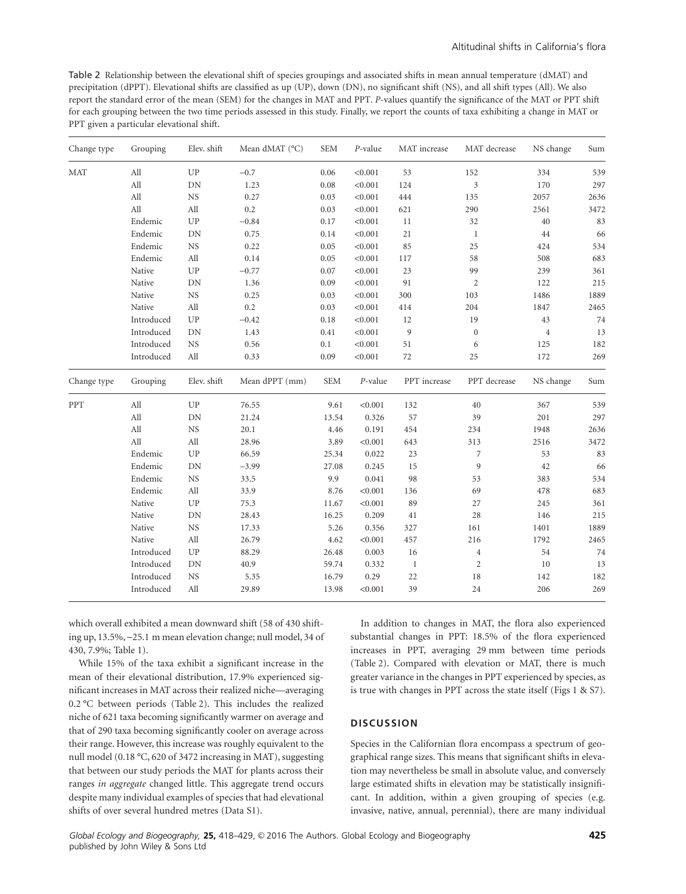Table 2 Relationship between the elevational shift of species groupings and associated shifts in mean annual temperature (dMAT) and precipitation (dPPT). Elevational shifts are classified as up (UP), down (DN), no significant shift (NS), and all shift types (All). We also report the standard error of the mean (SEM) for the changes in MAT and PPT. *P*-values quantify the significance of the MAT or PPT shift for each grouping between the two time periods assessed in this study. Finally, we report the counts of taxa exhibiting a change in MAT or PPT given a particular elevational shift.

| Change type | Grouping | Elev. shift | Mean dMAT (°C) | SEM | *P*-value | MAT increase | MAT decrease | NS change | Sum |
|---|---|---|---|---|---|---|---|---|---|
| MAT | All | UP | −0.7 | 0.06 | <0.001 | 53 | 152 | 334 | 539 |
| | All | DN | 1.23 | 0.08 | <0.001 | 124 | 3 | 170 | 297 |
| | All | NS | 0.27 | 0.03 | <0.001 | 444 | 135 | 2057 | 2636 |
| | All | All | 0.2 | 0.03 | <0.001 | 621 | 290 | 2561 | 3472 |
| | Endemic | UP | −0.84 | 0.17 | <0.001 | 11 | 32 | 40 | 83 |
| | Endemic | DN | 0.75 | 0.14 | <0.001 | 21 | 1 | 44 | 66 |
| | Endemic | NS | 0.22 | 0.05 | <0.001 | 85 | 25 | 424 | 534 |
| | Endemic | All | 0.14 | 0.05 | <0.001 | 117 | 58 | 508 | 683 |
| | Native | UP | −0.77 | 0.07 | <0.001 | 23 | 99 | 239 | 361 |
| | Native | DN | 1.36 | 0.09 | <0.001 | 91 | 2 | 122 | 215 |
| | Native | NS | 0.25 | 0.03 | <0.001 | 300 | 103 | 1486 | 1889 |
| | Native | All | 0.2 | 0.03 | <0.001 | 414 | 204 | 1847 | 2465 |
| | Introduced | UP | −0.42 | 0.18 | <0.001 | 12 | 19 | 43 | 74 |
| | Introduced | DN | 1.43 | 0.41 | <0.001 | 9 | 0 | 4 | 13 |
| | Introduced | NS | 0.56 | 0.1 | <0.001 | 51 | 6 | 125 | 182 |
| | Introduced | All | 0.33 | 0.09 | <0.001 | 72 | 25 | 172 | 269 |
| **Change type** | **Grouping** | **Elev. shift** | **Mean dPPT (mm)** | **SEM** | ***P*-value** | **PPT increase** | **PPT decrease** | **NS change** | **Sum** |
| PPT | All | UP | 76.55 | 9.61 | <0.001 | 132 | 40 | 367 | 539 |
| | All | DN | 21.24 | 13.54 | 0.326 | 57 | 39 | 201 | 297 |
| | All | NS | 20.1 | 4.46 | 0.191 | 454 | 234 | 1948 | 2636 |
| | All | All | 28.96 | 3.89 | <0.001 | 643 | 313 | 2516 | 3472 |
| | Endemic | UP | 66.59 | 25.34 | 0.022 | 23 | 7 | 53 | 83 |
| | Endemic | DN | −3.99 | 27.08 | 0.245 | 15 | 9 | 42 | 66 |
| | Endemic | NS | 33.5 | 9.9 | 0.041 | 98 | 53 | 383 | 534 |
| | Endemic | All | 33.9 | 8.76 | <0.001 | 136 | 69 | 478 | 683 |
| | Native | UP | 75.3 | 11.67 | <0.001 | 89 | 27 | 245 | 361 |
| | Native | DN | 28.43 | 16.25 | 0.209 | 41 | 28 | 146 | 215 |
| | Native | NS | 17.33 | 5.26 | 0.356 | 327 | 161 | 1401 | 1889 |
| | Native | All | 26.79 | 4.62 | <0.001 | 457 | 216 | 1792 | 2465 |
| | Introduced | UP | 88.29 | 26.48 | 0.003 | 16 | 4 | 54 | 74 |
| | Introduced | DN | 40.9 | 59.74 | 0.332 | 1 | 2 | 10 | 13 |
| | Introduced | NS | 5.35 | 16.79 | 0.29 | 22 | 18 | 142 | 182 |
| | Introduced | All | 29.89 | 13.98 | <0.001 | 39 | 24 | 206 | 269 |

which overall exhibited a mean downward shift (58 of 430 shifting up, 13.5%, −25.1 m mean elevation change; null model, 34 of 430, 7.9%; Table 1).

While 15% of the taxa exhibit a significant increase in the mean of their elevational distribution, 17.9% experienced significant increases in MAT across their realized niche—averaging 0.2 °C between periods (Table 2). This includes the realized niche of 621 taxa becoming significantly warmer on average and that of 290 taxa becoming significantly cooler on average across their range. However, this increase was roughly equivalent to the null model (0.18 °C, 620 of 3472 increasing in MAT), suggesting that between our study periods the MAT for plants across their ranges *in aggregate* changed little. This aggregate trend occurs despite many individual examples of species that had elevational shifts of over several hundred metres (Data S1).

In addition to changes in MAT, the flora also experienced substantial changes in PPT: 18.5% of the flora experienced increases in PPT, averaging 29 mm between time periods (Table 2). Compared with elevation or MAT, there is much greater variance in the changes in PPT experienced by species, as is true with changes in PPT across the state itself (Figs 1 & S7).

## DISCUSSION

Species in the Californian flora encompass a spectrum of geographical range sizes. This means that significant shifts in elevation may nevertheless be small in absolute value, and conversely large estimated shifts in elevation may be statistically insignificant. In addition, within a given grouping of species (e.g. invasive, native, annual, perennial), there are many individual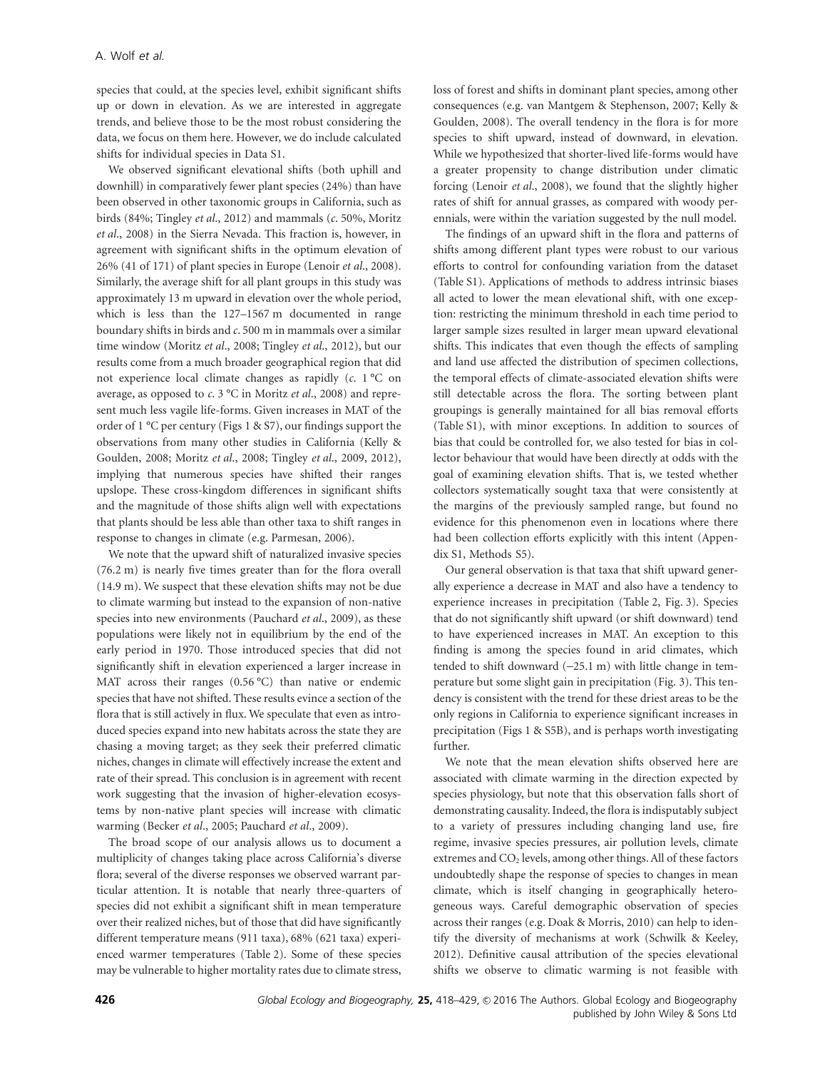species that could, at the species level, exhibit significant shifts up or down in elevation. As we are interested in aggregate trends, and believe those to be the most robust considering the data, we focus on them here. However, we do include calculated shifts for individual species in Data S1.

We observed significant elevational shifts (both uphill and downhill) in comparatively fewer plant species (24%) than have been observed in other taxonomic groups in California, such as birds (84%; Tingley *et al.*, 2012) and mammals (*c.* 50%, Moritz *et al.*, 2008) in the Sierra Nevada. This fraction is, however, in agreement with significant shifts in the optimum elevation of 26% (41 of 171) of plant species in Europe (Lenoir *et al.*, 2008). Similarly, the average shift for all plant groups in this study was approximately 13 m upward in elevation over the whole period, which is less than the 127–1567 m documented in range boundary shifts in birds and *c.* 500 m in mammals over a similar time window (Moritz *et al.*, 2008; Tingley *et al.*, 2012), but our results come from a much broader geographical region that did not experience local climate changes as rapidly (*c.* 1 °C on average, as opposed to *c.* 3 °C in Moritz *et al.*, 2008) and represent much less vagile life-forms. Given increases in MAT of the order of 1 °C per century (Figs 1 & S7), our findings support the observations from many other studies in California (Kelly & Goulden, 2008; Moritz *et al.*, 2008; Tingley *et al.*, 2009, 2012), implying that numerous species have shifted their ranges upslope. These cross-kingdom differences in significant shifts and the magnitude of those shifts align well with expectations that plants should be less able than other taxa to shift ranges in response to changes in climate (e.g. Parmesan, 2006).

We note that the upward shift of naturalized invasive species (76.2 m) is nearly five times greater than for the flora overall (14.9 m). We suspect that these elevation shifts may not be due to climate warming but instead to the expansion of non-native species into new environments (Pauchard *et al.*, 2009), as these populations were likely not in equilibrium by the end of the early period in 1970. Those introduced species that did not significantly shift in elevation experienced a larger increase in MAT across their ranges (0.56 °C) than native or endemic species that have not shifted. These results evince a section of the flora that is still actively in flux. We speculate that even as introduced species expand into new habitats across the state they are chasing a moving target; as they seek their preferred climatic niches, changes in climate will effectively increase the extent and rate of their spread. This conclusion is in agreement with recent work suggesting that the invasion of higher-elevation ecosystems by non-native plant species will increase with climatic warming (Becker *et al.*, 2005; Pauchard *et al.*, 2009).

The broad scope of our analysis allows us to document a multiplicity of changes taking place across California's diverse flora; several of the diverse responses we observed warrant particular attention. It is notable that nearly three-quarters of species did not exhibit a significant shift in mean temperature over their realized niches, but of those that did have significantly different temperature means (911 taxa), 68% (621 taxa) experienced warmer temperatures (Table 2). Some of these species may be vulnerable to higher mortality rates due to climate stress, loss of forest and shifts in dominant plant species, among other consequences (e.g. van Mantgem & Stephenson, 2007; Kelly & Goulden, 2008). The overall tendency in the flora is for more species to shift upward, instead of downward, in elevation. While we hypothesized that shorter-lived life-forms would have a greater propensity to change distribution under climatic forcing (Lenoir *et al.*, 2008), we found that the slightly higher rates of shift for annual grasses, as compared with woody perennials, were within the variation suggested by the null model.

The findings of an upward shift in the flora and patterns of shifts among different plant types were robust to our various efforts to control for confounding variation from the dataset (Table S1). Applications of methods to address intrinsic biases all acted to lower the mean elevational shift, with one exception: restricting the minimum threshold in each time period to larger sample sizes resulted in larger mean upward elevational shifts. This indicates that even though the effects of sampling and land use affected the distribution of specimen collections, the temporal effects of climate-associated elevation shifts were still detectable across the flora. The sorting between plant groupings is generally maintained for all bias removal efforts (Table S1), with minor exceptions. In addition to sources of bias that could be controlled for, we also tested for bias in collector behaviour that would have been directly at odds with the goal of examining elevation shifts. That is, we tested whether collectors systematically sought taxa that were consistently at the margins of the previously sampled range, but found no evidence for this phenomenon even in locations where there had been collection efforts explicitly with this intent (Appendix S1, Methods S5).

Our general observation is that taxa that shift upward generally experience a decrease in MAT and also have a tendency to experience increases in precipitation (Table 2, Fig. 3). Species that do not significantly shift upward (or shift downward) tend to have experienced increases in MAT. An exception to this finding is among the species found in arid climates, which tended to shift downward (−25.1 m) with little change in temperature but some slight gain in precipitation (Fig. 3). This tendency is consistent with the trend for these driest areas to be the only regions in California to experience significant increases in precipitation (Figs 1 & S5B), and is perhaps worth investigating further.

We note that the mean elevation shifts observed here are associated with climate warming in the direction expected by species physiology, but note that this observation falls short of demonstrating causality. Indeed, the flora is indisputably subject to a variety of pressures including changing land use, fire regime, invasive species pressures, air pollution levels, climate extremes and $CO_2$ levels, among other things. All of these factors undoubtedly shape the response of species to changes in mean climate, which is itself changing in geographically heterogeneous ways. Careful demographic observation of species across their ranges (e.g. Doak & Morris, 2010) can help to identify the diversity of mechanisms at work (Schwilk & Keeley, 2012). Definitive causal attribution of the species elevational shifts we observe to climatic warming is not feasible with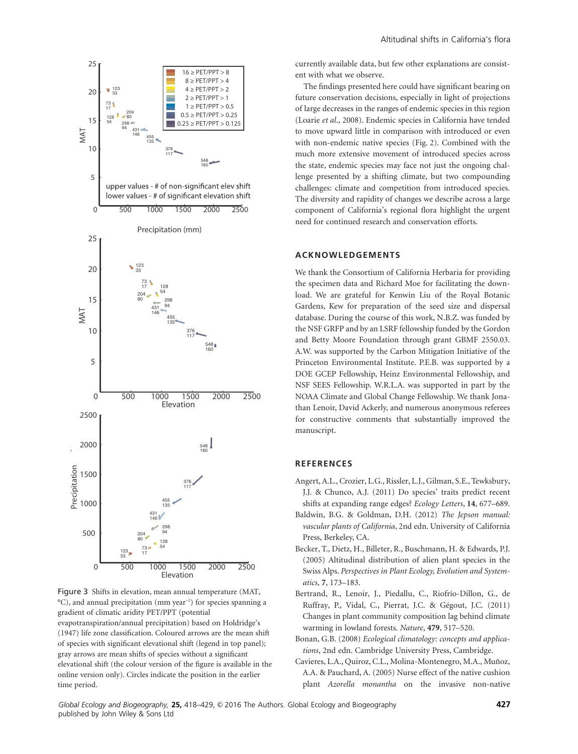Figure 3 Shifts in elevation, mean annual temperature (MAT, °C), and annual precipitation (mm year$^{-1}$) for species spanning a gradient of climatic aridity PET/PPT (potential evapotranspiration/annual precipitation) based on Holdridge's (1947) life zone classification. Coloured arrows are the mean shift of species with significant elevational shift (legend in top panel); gray arrows are mean shifts of species without a significant elevational shift (the colour version of the figure is available in the online version only). Circles indicate the position in the earlier time period.

currently available data, but few other explanations are consistent with what we observe.

The findings presented here could have significant bearing on future conservation decisions, especially in light of projections of large decreases in the ranges of endemic species in this region (Loarie *et al*., 2008). Endemic species in California have tended to move upward little in comparison with introduced or even with non-endemic native species (Fig. 2). Combined with the much more extensive movement of introduced species across the state, endemic species may face not just the ongoing challenge presented by a shifting climate, but two compounding challenges: climate and competition from introduced species. The diversity and rapidity of changes we describe across a large component of California's regional flora highlight the urgent need for continued research and conservation efforts.

## ACKNOWLEDGEMENTS

We thank the Consortium of California Herbaria for providing the specimen data and Richard Moe for facilitating the download. We are grateful for Kenwin Liu of the Royal Botanic Gardens, Kew for preparation of the seed size and dispersal database. During the course of this work, N.B.Z. was funded by the NSF GRFP and by an LSRF fellowship funded by the Gordon and Betty Moore Foundation through grant GBMF 2550.03. A.W. was supported by the Carbon Mitigation Initiative of the Princeton Environmental Institute. P.E.B. was supported by a DOE GCEP Fellowship, Heinz Environmental Fellowship, and NSF SEES Fellowship. W.R.L.A. was supported in part by the NOAA Climate and Global Change Fellowship. We thank Jonathan Lenoir, David Ackerly, and numerous anonymous referees for constructive comments that substantially improved the manuscript.

## REFERENCES

Angert, A.L., Crozier, L.G., Rissler, L.J., Gilman, S.E., Tewksbury, J.J. & Chunco, A.J. (2011) Do species' traits predict recent shifts at expanding range edges? *Ecology Letters*, **14**, 677–689.

Baldwin, B.G. & Goldman, D.H. (2012) *The Jepson manual: vascular plants of California*, 2nd edn. University of California Press, Berkeley, CA.

Becker, T., Dietz, H., Billeter, R., Buschmann, H. & Edwards, P.J. (2005) Altitudinal distribution of alien plant species in the Swiss Alps. *Perspectives in Plant Ecology, Evolution and Systematics*, **7**, 173–183.

Bertrand, R., Lenoir, J., Piedallu, C., Riofrío-Dillon, G., de Ruffray, P., Vidal, C., Pierrat, J.C. & Gégout, J.C. (2011) Changes in plant community composition lag behind climate warming in lowland forests. *Nature*, **479**, 517–520.

Bonan, G.B. (2008) *Ecological climatology: concepts and applications*, 2nd edn. Cambridge University Press, Cambridge.

Cavieres, L.A., Quiroz, C.L., Molina-Montenegro, M.A., Muñoz, A.A. & Pauchard, A. (2005) Nurse effect of the native cushion plant *Azorella monantha* on the invasive non-native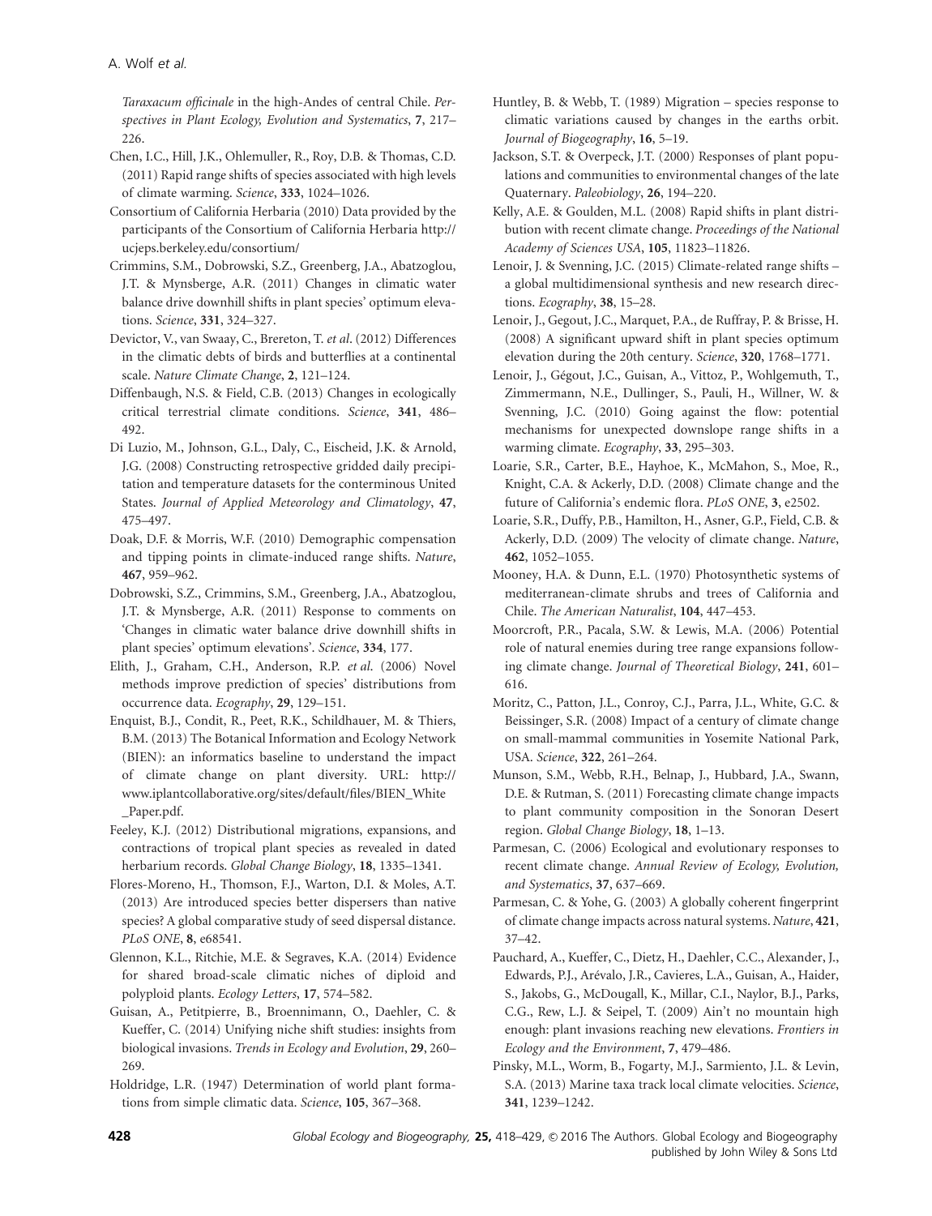*Taraxacum officinale* in the high-Andes of central Chile. *Perspectives in Plant Ecology, Evolution and Systematics*, **7**, 217–226.

Chen, I.C., Hill, J.K., Ohlemuller, R., Roy, D.B. & Thomas, C.D. (2011) Rapid range shifts of species associated with high levels of climate warming. *Science*, **333**, 1024–1026.

Consortium of California Herbaria (2010) Data provided by the participants of the Consortium of California Herbaria http://ucjeps.berkeley.edu/consortium/

Crimmins, S.M., Dobrowski, S.Z., Greenberg, J.A., Abatzoglou, J.T. & Mynsberge, A.R. (2011) Changes in climatic water balance drive downhill shifts in plant species' optimum elevations. *Science*, **331**, 324–327.

Devictor, V., van Swaay, C., Brereton, T. *et al*. (2012) Differences in the climatic debts of birds and butterflies at a continental scale. *Nature Climate Change*, **2**, 121–124.

Diffenbaugh, N.S. & Field, C.B. (2013) Changes in ecologically critical terrestrial climate conditions. *Science*, **341**, 486–492.

Di Luzio, M., Johnson, G.L., Daly, C., Eischeid, J.K. & Arnold, J.G. (2008) Constructing retrospective gridded daily precipitation and temperature datasets for the conterminous United States. *Journal of Applied Meteorology and Climatology*, **47**, 475–497.

Doak, D.F. & Morris, W.F. (2010) Demographic compensation and tipping points in climate-induced range shifts. *Nature*, **467**, 959–962.

Dobrowski, S.Z., Crimmins, S.M., Greenberg, J.A., Abatzoglou, J.T. & Mynsberge, A.R. (2011) Response to comments on 'Changes in climatic water balance drive downhill shifts in plant species' optimum elevations'. *Science*, **334**, 177.

Elith, J., Graham, C.H., Anderson, R.P. *et al*. (2006) Novel methods improve prediction of species' distributions from occurrence data. *Ecography*, **29**, 129–151.

Enquist, B.J., Condit, R., Peet, R.K., Schildhauer, M. & Thiers, B.M. (2013) The Botanical Information and Ecology Network (BIEN): an informatics baseline to understand the impact of climate change on plant diversity. URL: http://www.iplantcollaborative.org/sites/default/files/BIEN_White_Paper.pdf.

Feeley, K.J. (2012) Distributional migrations, expansions, and contractions of tropical plant species as revealed in dated herbarium records. *Global Change Biology*, **18**, 1335–1341.

Flores-Moreno, H., Thomson, F.J., Warton, D.I. & Moles, A.T. (2013) Are introduced species better dispersers than native species? A global comparative study of seed dispersal distance. *PLoS ONE*, **8**, e68541.

Glennon, K.L., Ritchie, M.E. & Segraves, K.A. (2014) Evidence for shared broad-scale climatic niches of diploid and polyploid plants. *Ecology Letters*, **17**, 574–582.

Guisan, A., Petitpierre, B., Broennimann, O., Daehler, C. & Kueffer, C. (2014) Unifying niche shift studies: insights from biological invasions. *Trends in Ecology and Evolution*, **29**, 260–269.

Holdridge, L.R. (1947) Determination of world plant formations from simple climatic data. *Science*, **105**, 367–368.

Huntley, B. & Webb, T. (1989) Migration – species response to climatic variations caused by changes in the earths orbit. *Journal of Biogeography*, **16**, 5–19.

Jackson, S.T. & Overpeck, J.T. (2000) Responses of plant populations and communities to environmental changes of the late Quaternary. *Paleobiology*, **26**, 194–220.

Kelly, A.E. & Goulden, M.L. (2008) Rapid shifts in plant distribution with recent climate change. *Proceedings of the National Academy of Sciences USA*, **105**, 11823–11826.

Lenoir, J. & Svenning, J.C. (2015) Climate-related range shifts – a global multidimensional synthesis and new research directions. *Ecography*, **38**, 15–28.

Lenoir, J., Gegout, J.C., Marquet, P.A., de Ruffray, P. & Brisse, H. (2008) A significant upward shift in plant species optimum elevation during the 20th century. *Science*, **320**, 1768–1771.

Lenoir, J., Gégout, J.C., Guisan, A., Vittoz, P., Wohlgemuth, T., Zimmermann, N.E., Dullinger, S., Pauli, H., Willner, W. & Svenning, J.C. (2010) Going against the flow: potential mechanisms for unexpected downslope range shifts in a warming climate. *Ecography*, **33**, 295–303.

Loarie, S.R., Carter, B.E., Hayhoe, K., McMahon, S., Moe, R., Knight, C.A. & Ackerly, D.D. (2008) Climate change and the future of California's endemic flora. *PLoS ONE*, **3**, e2502.

Loarie, S.R., Duffy, P.B., Hamilton, H., Asner, G.P., Field, C.B. & Ackerly, D.D. (2009) The velocity of climate change. *Nature*, **462**, 1052–1055.

Mooney, H.A. & Dunn, E.L. (1970) Photosynthetic systems of mediterranean-climate shrubs and trees of California and Chile. *The American Naturalist*, **104**, 447–453.

Moorcroft, P.R., Pacala, S.W. & Lewis, M.A. (2006) Potential role of natural enemies during tree range expansions following climate change. *Journal of Theoretical Biology*, **241**, 601–616.

Moritz, C., Patton, J.L., Conroy, C.J., Parra, J.L., White, G.C. & Beissinger, S.R. (2008) Impact of a century of climate change on small-mammal communities in Yosemite National Park, USA. *Science*, **322**, 261–264.

Munson, S.M., Webb, R.H., Belnap, J., Hubbard, J.A., Swann, D.E. & Rutman, S. (2011) Forecasting climate change impacts to plant community composition in the Sonoran Desert region. *Global Change Biology*, **18**, 1–13.

Parmesan, C. (2006) Ecological and evolutionary responses to recent climate change. *Annual Review of Ecology, Evolution, and Systematics*, **37**, 637–669.

Parmesan, C. & Yohe, G. (2003) A globally coherent fingerprint of climate change impacts across natural systems. *Nature*, **421**, 37–42.

Pauchard, A., Kueffer, C., Dietz, H., Daehler, C.C., Alexander, J., Edwards, P.J., Arévalo, J.R., Cavieres, L.A., Guisan, A., Haider, S., Jakobs, G., McDougall, K., Millar, C.I., Naylor, B.J., Parks, C.G., Rew, L.J. & Seipel, T. (2009) Ain't no mountain high enough: plant invasions reaching new elevations. *Frontiers in Ecology and the Environment*, **7**, 479–486.

Pinsky, M.L., Worm, B., Fogarty, M.J., Sarmiento, J.L. & Levin, S.A. (2013) Marine taxa track local climate velocities. *Science*, **341**, 1239–1242.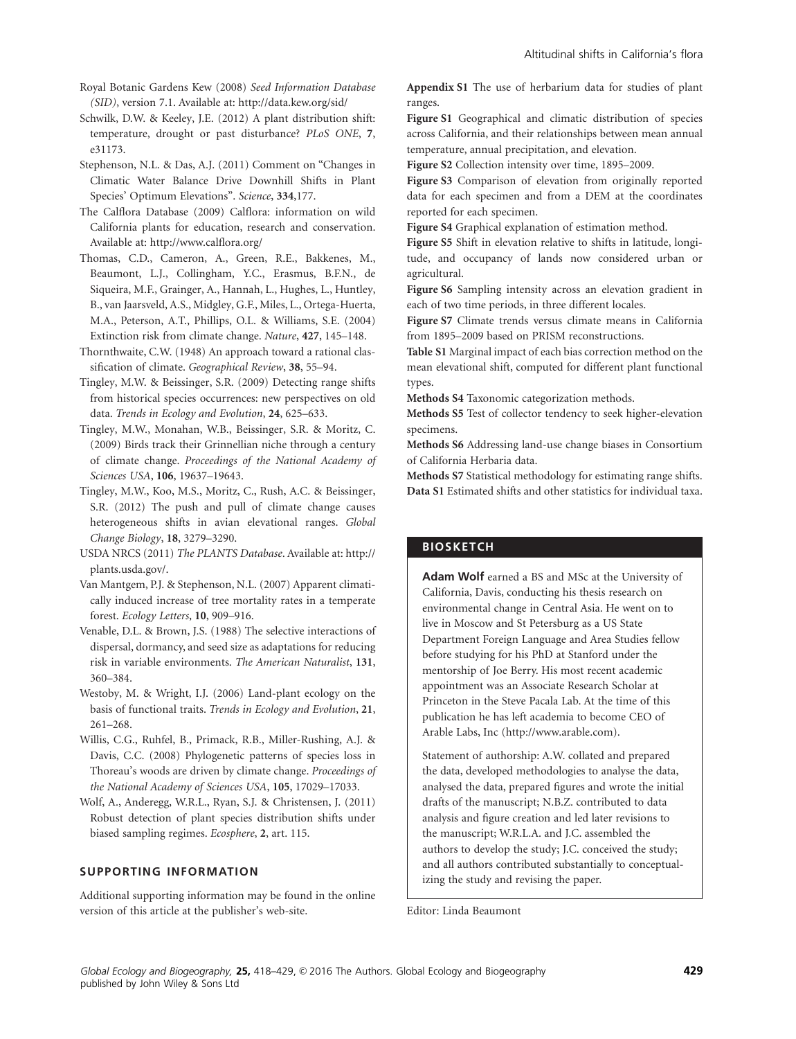Royal Botanic Gardens Kew (2008) *Seed Information Database (SID)*, version 7.1. Available at: http://data.kew.org/sid/

Schwilk, D.W. & Keeley, J.E. (2012) A plant distribution shift: temperature, drought or past disturbance? *PLoS ONE*, **7**, e31173.

Stephenson, N.L. & Das, A.J. (2011) Comment on "Changes in Climatic Water Balance Drive Downhill Shifts in Plant Species' Optimum Elevations". *Science*, **334**,177.

The Calflora Database (2009) Calflora: information on wild California plants for education, research and conservation. Available at: http://www.calflora.org/

Thomas, C.D., Cameron, A., Green, R.E., Bakkenes, M., Beaumont, L.J., Collingham, Y.C., Erasmus, B.F.N., de Siqueira, M.F., Grainger, A., Hannah, L., Hughes, L., Huntley, B., van Jaarsveld, A.S., Midgley, G.F., Miles, L., Ortega-Huerta, M.A., Peterson, A.T., Phillips, O.L. & Williams, S.E. (2004) Extinction risk from climate change. *Nature*, **427**, 145–148.

Thornthwaite, C.W. (1948) An approach toward a rational classification of climate. *Geographical Review*, **38**, 55–94.

Tingley, M.W. & Beissinger, S.R. (2009) Detecting range shifts from historical species occurrences: new perspectives on old data. *Trends in Ecology and Evolution*, **24**, 625–633.

Tingley, M.W., Monahan, W.B., Beissinger, S.R. & Moritz, C. (2009) Birds track their Grinnellian niche through a century of climate change. *Proceedings of the National Academy of Sciences USA*, **106**, 19637–19643.

Tingley, M.W., Koo, M.S., Moritz, C., Rush, A.C. & Beissinger, S.R. (2012) The push and pull of climate change causes heterogeneous shifts in avian elevational ranges. *Global Change Biology*, **18**, 3279–3290.

USDA NRCS (2011) *The PLANTS Database*. Available at: http://plants.usda.gov/.

Van Mantgem, P.J. & Stephenson, N.L. (2007) Apparent climatically induced increase of tree mortality rates in a temperate forest. *Ecology Letters*, **10**, 909–916.

Venable, D.L. & Brown, J.S. (1988) The selective interactions of dispersal, dormancy, and seed size as adaptations for reducing risk in variable environments. *The American Naturalist*, **131**, 360–384.

Westoby, M. & Wright, I.J. (2006) Land-plant ecology on the basis of functional traits. *Trends in Ecology and Evolution*, **21**, 261–268.

Willis, C.G., Ruhfel, B., Primack, R.B., Miller-Rushing, A.J. & Davis, C.C. (2008) Phylogenetic patterns of species loss in Thoreau's woods are driven by climate change. *Proceedings of the National Academy of Sciences USA*, **105**, 17029–17033.

Wolf, A., Anderegg, W.R.L., Ryan, S.J. & Christensen, J. (2011) Robust detection of plant species distribution shifts under biased sampling regimes. *Ecosphere*, **2**, art. 115.

## SUPPORTING INFORMATION

Additional supporting information may be found in the online version of this article at the publisher's web-site.

**Appendix S1** The use of herbarium data for studies of plant ranges.

**Figure S1** Geographical and climatic distribution of species across California, and their relationships between mean annual temperature, annual precipitation, and elevation.

**Figure S2** Collection intensity over time, 1895–2009.

**Figure S3** Comparison of elevation from originally reported data for each specimen and from a DEM at the coordinates reported for each specimen.

**Figure S4** Graphical explanation of estimation method.

**Figure S5** Shift in elevation relative to shifts in latitude, longitude, and occupancy of lands now considered urban or agricultural.

**Figure S6** Sampling intensity across an elevation gradient in each of two time periods, in three different locales.

**Figure S7** Climate trends versus climate means in California from 1895–2009 based on PRISM reconstructions.

**Table S1** Marginal impact of each bias correction method on the mean elevational shift, computed for different plant functional types.

**Methods S4** Taxonomic categorization methods.

**Methods S5** Test of collector tendency to seek higher-elevation specimens.

**Methods S6** Addressing land-use change biases in Consortium of California Herbaria data.

**Methods S7** Statistical methodology for estimating range shifts.

**Data S1** Estimated shifts and other statistics for individual taxa.

## BIOSKETCH

**Adam Wolf** earned a BS and MSc at the University of California, Davis, conducting his thesis research on environmental change in Central Asia. He went on to live in Moscow and St Petersburg as a US State Department Foreign Language and Area Studies fellow before studying for his PhD at Stanford under the mentorship of Joe Berry. His most recent academic appointment was an Associate Research Scholar at Princeton in the Steve Pacala Lab. At the time of this publication he has left academia to become CEO of Arable Labs, Inc (http://www.arable.com).

Statement of authorship: A.W. collated and prepared the data, developed methodologies to analyse the data, analysed the data, prepared figures and wrote the initial drafts of the manuscript; N.B.Z. contributed to data analysis and figure creation and led later revisions to the manuscript; W.R.L.A. and J.C. assembled the authors to develop the study; J.C. conceived the study; and all authors contributed substantially to conceptualizing the study and revising the paper.

Editor: Linda Beaumont